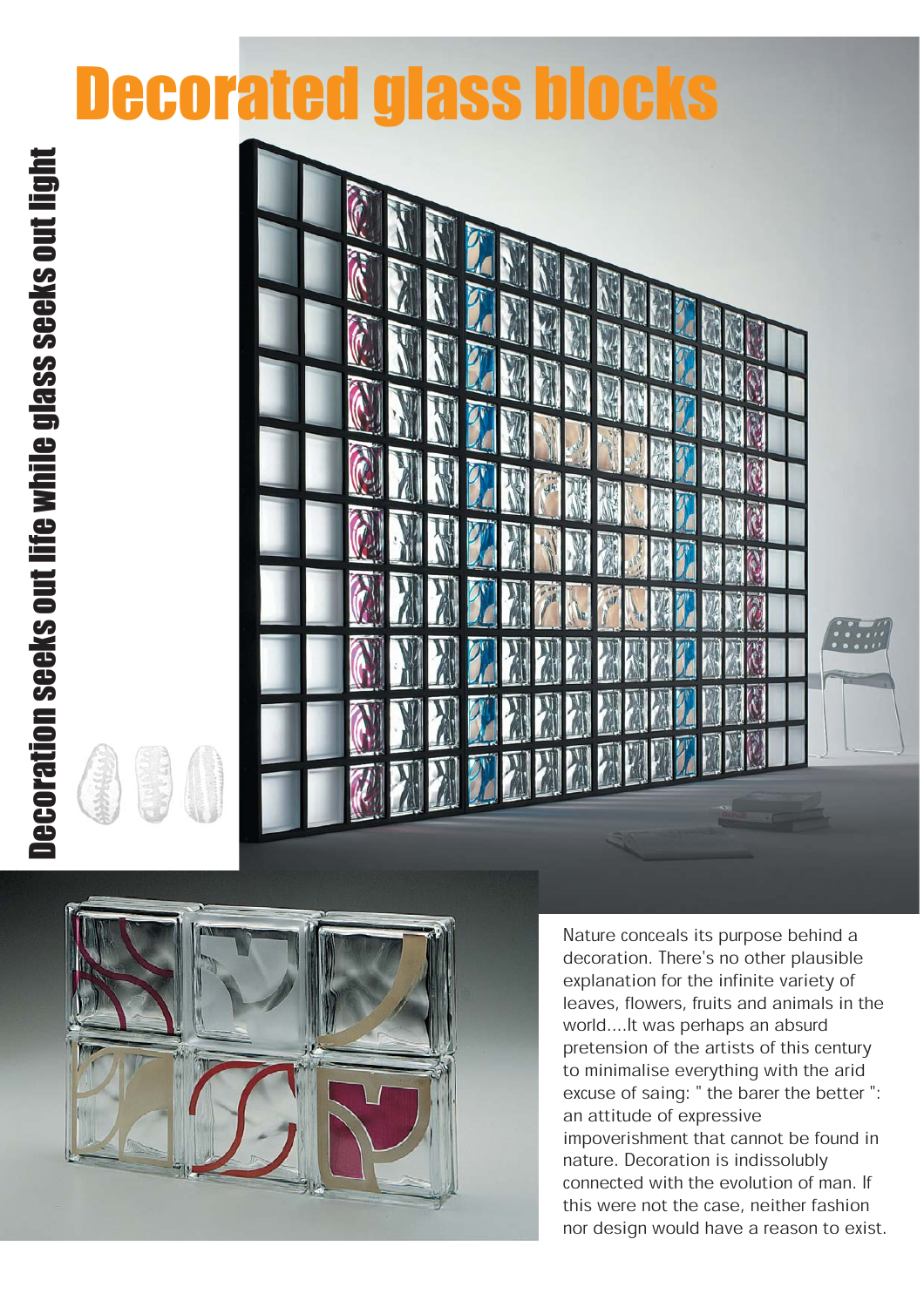# Decorated glass blocks

## Decoration seeks out life while glass seeks out light

Nature conceals its purpose behind a decoration. There's no other plausible explanation for the infinite variety of leaves, flowers, fruits and animals in the world....It was perhaps an absurd pretension of the artists of this century to minimalise everything with the arid excuse of saing: " the barer the better ": an attitude of expressive impoverishment that cannot be found in nature. Decoration is indissolubly connected with the evolution of man. If this were not the case, neither fashion nor design would have a reason to exist.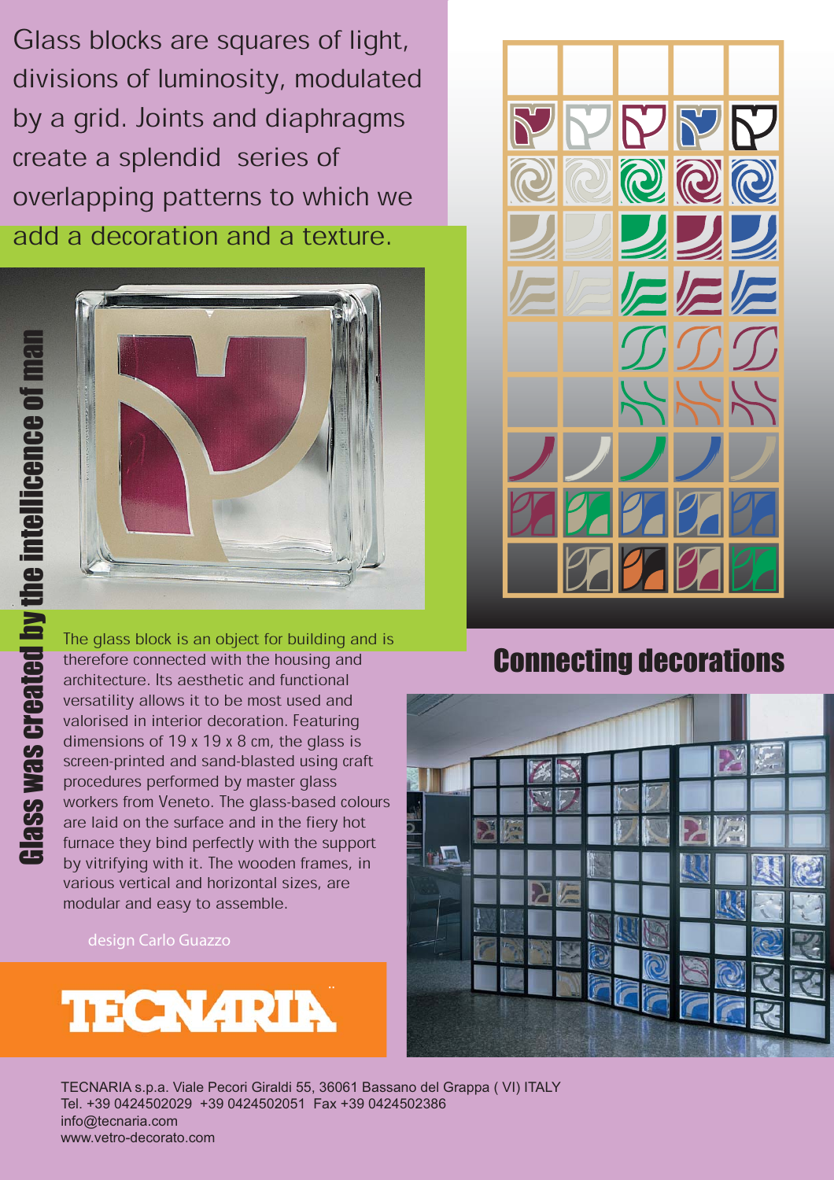Glass blocks are squares of light, divisions of luminosity, modulated by a grid. Joints and diaphragms create a splendid series of overlapping patterns to which we add a decoration and a texture.

**Glass was created by the intellicence of man**

The glass block is an object for building and is therefore connected with the housing and architecture. Its aesthetic and functional versatility allows it to be most used and valorised in interior decoration. Featuring dimensions of 19 x 19 x 8 cm, the glass is screen-printed and sand-blasted using craft procedures performed by master glass workers from Veneto. The glass-based colours are laid on the surface and in the fiery hot furnace they bind perfectly with the support by vitrifying with it. The wooden frames, in various vertical and horizontal sizes, are modular and easy to assemble.

design Carlo Guazzo

TECNARIA

## Connecting decorations

TECNARIA s.p.a. Viale Pecori Giraldi 55, 36061 Bassano del Grappa ( VI) ITALY
Tel. +39 0424502029 +39 0424502051 Fax +39 0424502386
info@tecnaria.com
www.vetro-decorato.com